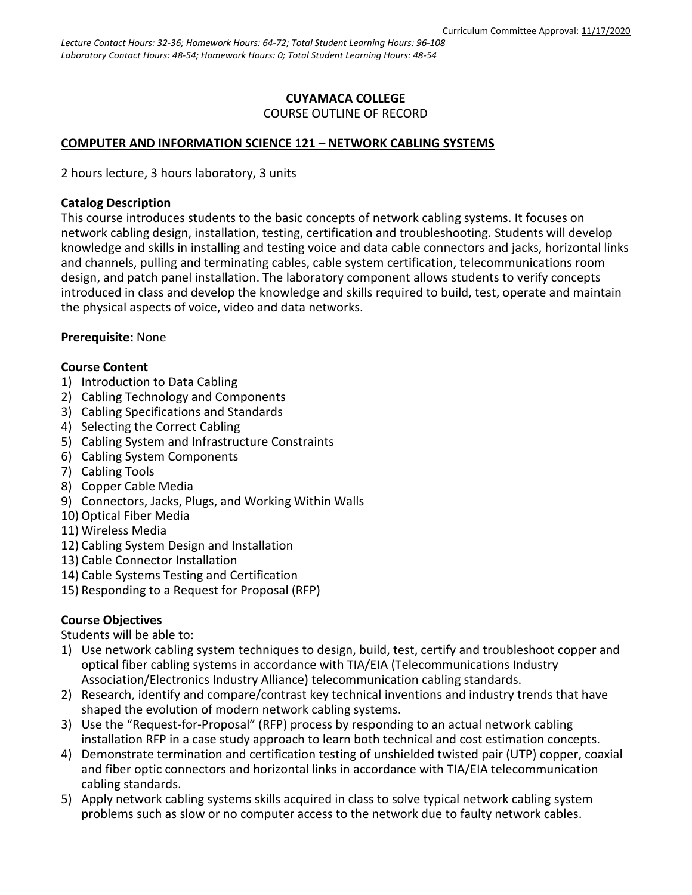Curriculum Committee Approval: 11/17/2020

*Lecture Contact Hours: 32-36; Homework Hours: 64-72; Total Student Learning Hours: 96-108*
*Laboratory Contact Hours: 48-54; Homework Hours: 0; Total Student Learning Hours: 48-54*

**CUYAMACA COLLEGE**
COURSE OUTLINE OF RECORD

**COMPUTER AND INFORMATION SCIENCE 121 – NETWORK CABLING SYSTEMS**

2 hours lecture, 3 hours laboratory, 3 units

**Catalog Description**
This course introduces students to the basic concepts of network cabling systems. It focuses on network cabling design, installation, testing, certification and troubleshooting. Students will develop knowledge and skills in installing and testing voice and data cable connectors and jacks, horizontal links and channels, pulling and terminating cables, cable system certification, telecommunications room design, and patch panel installation. The laboratory component allows students to verify concepts introduced in class and develop the knowledge and skills required to build, test, operate and maintain the physical aspects of voice, video and data networks.

**Prerequisite:** None

**Course Content**
1) Introduction to Data Cabling
2) Cabling Technology and Components
3) Cabling Specifications and Standards
4) Selecting the Correct Cabling
5) Cabling System and Infrastructure Constraints
6) Cabling System Components
7) Cabling Tools
8) Copper Cable Media
9) Connectors, Jacks, Plugs, and Working Within Walls
10) Optical Fiber Media
11) Wireless Media
12) Cabling System Design and Installation
13) Cable Connector Installation
14) Cable Systems Testing and Certification
15) Responding to a Request for Proposal (RFP)

**Course Objectives**
Students will be able to:
1) Use network cabling system techniques to design, build, test, certify and troubleshoot copper and optical fiber cabling systems in accordance with TIA/EIA (Telecommunications Industry Association/Electronics Industry Alliance) telecommunication cabling standards.
2) Research, identify and compare/contrast key technical inventions and industry trends that have shaped the evolution of modern network cabling systems.
3) Use the "Request-for-Proposal" (RFP) process by responding to an actual network cabling installation RFP in a case study approach to learn both technical and cost estimation concepts.
4) Demonstrate termination and certification testing of unshielded twisted pair (UTP) copper, coaxial and fiber optic connectors and horizontal links in accordance with TIA/EIA telecommunication cabling standards.
5) Apply network cabling systems skills acquired in class to solve typical network cabling system problems such as slow or no computer access to the network due to faulty network cables.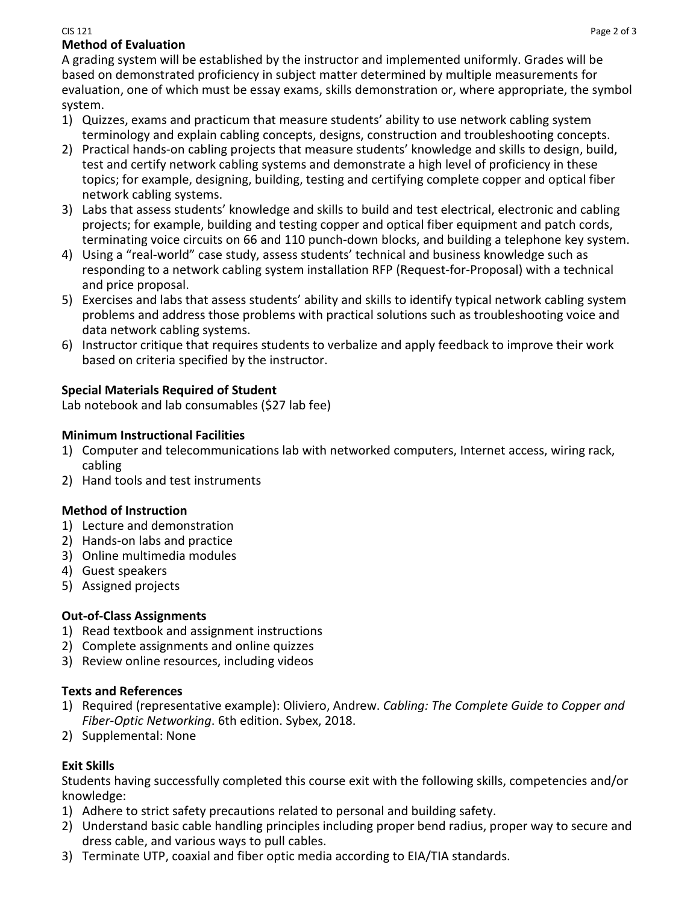## Method of Evaluation

A grading system will be established by the instructor and implemented uniformly. Grades will be based on demonstrated proficiency in subject matter determined by multiple measurements for evaluation, one of which must be essay exams, skills demonstration or, where appropriate, the symbol system.

1) Quizzes, exams and practicum that measure students' ability to use network cabling system terminology and explain cabling concepts, designs, construction and troubleshooting concepts.
2) Practical hands-on cabling projects that measure students' knowledge and skills to design, build, test and certify network cabling systems and demonstrate a high level of proficiency in these topics; for example, designing, building, testing and certifying complete copper and optical fiber network cabling systems.
3) Labs that assess students' knowledge and skills to build and test electrical, electronic and cabling projects; for example, building and testing copper and optical fiber equipment and patch cords, terminating voice circuits on 66 and 110 punch-down blocks, and building a telephone key system.
4) Using a "real-world" case study, assess students' technical and business knowledge such as responding to a network cabling system installation RFP (Request-for-Proposal) with a technical and price proposal.
5) Exercises and labs that assess students' ability and skills to identify typical network cabling system problems and address those problems with practical solutions such as troubleshooting voice and data network cabling systems.
6) Instructor critique that requires students to verbalize and apply feedback to improve their work based on criteria specified by the instructor.

## Special Materials Required of Student

Lab notebook and lab consumables ($27 lab fee)

## Minimum Instructional Facilities

1) Computer and telecommunications lab with networked computers, Internet access, wiring rack, cabling
2) Hand tools and test instruments

## Method of Instruction

1) Lecture and demonstration
2) Hands-on labs and practice
3) Online multimedia modules
4) Guest speakers
5) Assigned projects

## Out-of-Class Assignments

1) Read textbook and assignment instructions
2) Complete assignments and online quizzes
3) Review online resources, including videos

## Texts and References

1) Required (representative example): Oliviero, Andrew. *Cabling: The Complete Guide to Copper and Fiber-Optic Networking*. 6th edition. Sybex, 2018.
2) Supplemental: None

## Exit Skills

Students having successfully completed this course exit with the following skills, competencies and/or knowledge:

1) Adhere to strict safety precautions related to personal and building safety.
2) Understand basic cable handling principles including proper bend radius, proper way to secure and dress cable, and various ways to pull cables.
3) Terminate UTP, coaxial and fiber optic media according to EIA/TIA standards.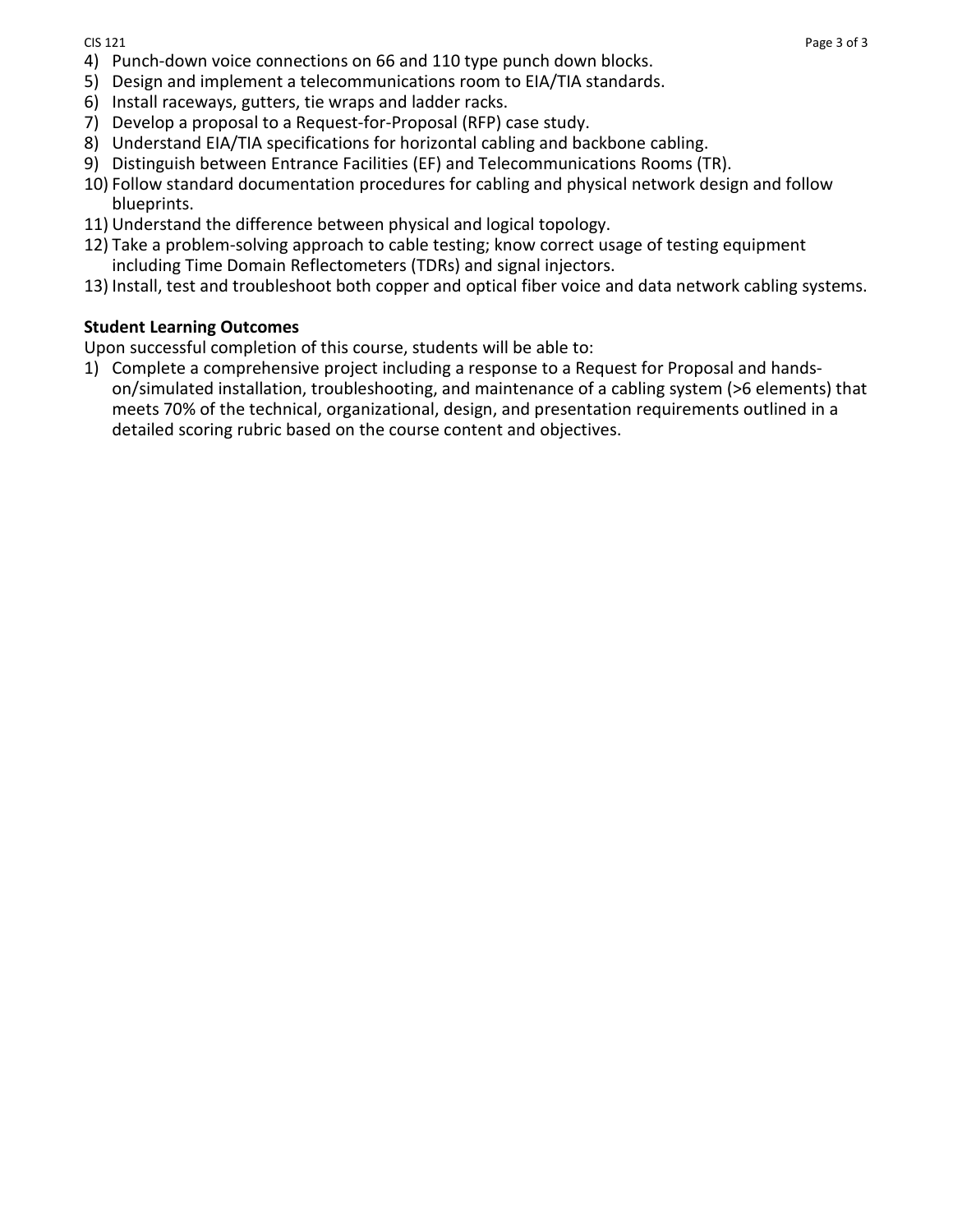4) Punch-down voice connections on 66 and 110 type punch down blocks.
5) Design and implement a telecommunications room to EIA/TIA standards.
6) Install raceways, gutters, tie wraps and ladder racks.
7) Develop a proposal to a Request-for-Proposal (RFP) case study.
8) Understand EIA/TIA specifications for horizontal cabling and backbone cabling.
9) Distinguish between Entrance Facilities (EF) and Telecommunications Rooms (TR).
10) Follow standard documentation procedures for cabling and physical network design and follow blueprints.
11) Understand the difference between physical and logical topology.
12) Take a problem-solving approach to cable testing; know correct usage of testing equipment including Time Domain Reflectometers (TDRs) and signal injectors.
13) Install, test and troubleshoot both copper and optical fiber voice and data network cabling systems.

**Student Learning Outcomes**

Upon successful completion of this course, students will be able to:

1) Complete a comprehensive project including a response to a Request for Proposal and hands-on/simulated installation, troubleshooting, and maintenance of a cabling system (>6 elements) that meets 70% of the technical, organizational, design, and presentation requirements outlined in a detailed scoring rubric based on the course content and objectives.